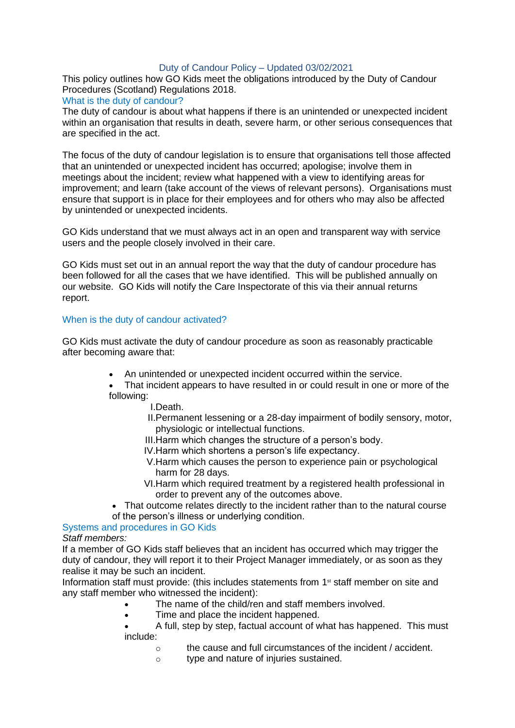# Duty of Candour Policy – Updated 03/02/2021

This policy outlines how GO Kids meet the obligations introduced by the Duty of Candour Procedures (Scotland) Regulations 2018.

## What is the duty of candour?

The duty of candour is about what happens if there is an unintended or unexpected incident within an organisation that results in death, severe harm, or other serious consequences that are specified in the act.

The focus of the duty of candour legislation is to ensure that organisations tell those affected that an unintended or unexpected incident has occurred; apologise; involve them in meetings about the incident; review what happened with a view to identifying areas for improvement; and learn (take account of the views of relevant persons). Organisations must ensure that support is in place for their employees and for others who may also be affected by unintended or unexpected incidents.

GO Kids understand that we must always act in an open and transparent way with service users and the people closely involved in their care.

GO Kids must set out in an annual report the way that the duty of candour procedure has been followed for all the cases that we have identified. This will be published annually on our website. GO Kids will notify the Care Inspectorate of this via their annual returns report.

## When is the duty of candour activated?

GO Kids must activate the duty of candour procedure as soon as reasonably practicable after becoming aware that:

- An unintended or unexpected incident occurred within the service.
- That incident appears to have resulted in or could result in one or more of the following:
  - I. Death.
  - II. Permanent lessening or a 28-day impairment of bodily sensory, motor, physiologic or intellectual functions.
  - III. Harm which changes the structure of a person's body.
  - IV. Harm which shortens a person's life expectancy.
  - V. Harm which causes the person to experience pain or psychological harm for 28 days.
  - VI. Harm which required treatment by a registered health professional in order to prevent any of the outcomes above.
- That outcome relates directly to the incident rather than to the natural course of the person's illness or underlying condition.

## Systems and procedures in GO Kids

*Staff members:*

If a member of GO Kids staff believes that an incident has occurred which may trigger the duty of candour, they will report it to their Project Manager immediately, or as soon as they realise it may be such an incident.

Information staff must provide: (this includes statements from 1st staff member on site and any staff member who witnessed the incident):

- The name of the child/ren and staff members involved.
- Time and place the incident happened.
- A full, step by step, factual account of what has happened. This must include:
  - the cause and full circumstances of the incident / accident.
  - type and nature of injuries sustained.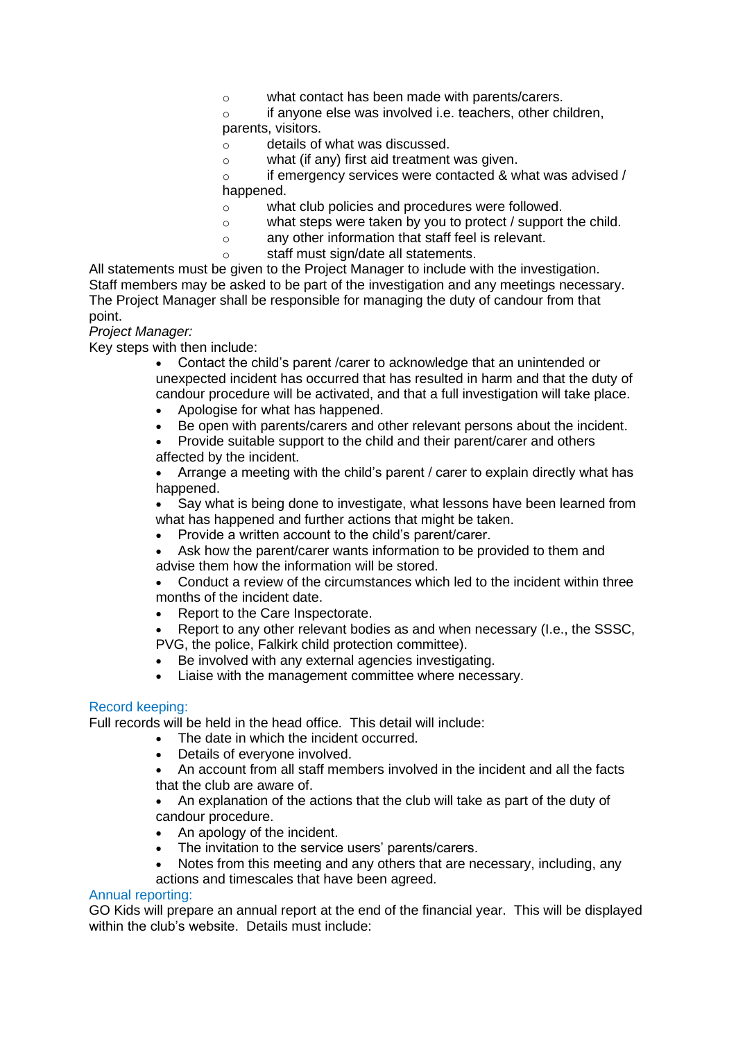- what contact has been made with parents/carers.
   - if anyone else was involved i.e. teachers, other children, parents, visitors.
   - details of what was discussed.
   - what (if any) first aid treatment was given.
   - if emergency services were contacted & what was advised / happened.
   - what club policies and procedures were followed.
   - what steps were taken by you to protect / support the child.
   - any other information that staff feel is relevant.
   - staff must sign/date all statements.

All statements must be given to the Project Manager to include with the investigation. Staff members may be asked to be part of the investigation and any meetings necessary. The Project Manager shall be responsible for managing the duty of candour from that point.

*Project Manager:*

Key steps with then include:

- Contact the child's parent /carer to acknowledge that an unintended or unexpected incident has occurred that has resulted in harm and that the duty of candour procedure will be activated, and that a full investigation will take place.
- Apologise for what has happened.
- Be open with parents/carers and other relevant persons about the incident.
- Provide suitable support to the child and their parent/carer and others affected by the incident.
- Arrange a meeting with the child's parent / carer to explain directly what has happened.
- Say what is being done to investigate, what lessons have been learned from what has happened and further actions that might be taken.
- Provide a written account to the child's parent/carer.
- Ask how the parent/carer wants information to be provided to them and advise them how the information will be stored.
- Conduct a review of the circumstances which led to the incident within three months of the incident date.
- Report to the Care Inspectorate.
- Report to any other relevant bodies as and when necessary (I.e., the SSSC, PVG, the police, Falkirk child protection committee).
- Be involved with any external agencies investigating.
- Liaise with the management committee where necessary.

## Record keeping:

Full records will be held in the head office. This detail will include:

- The date in which the incident occurred.
- Details of everyone involved.
- An account from all staff members involved in the incident and all the facts that the club are aware of.
- An explanation of the actions that the club will take as part of the duty of candour procedure.
- An apology of the incident.
- The invitation to the service users' parents/carers.
- Notes from this meeting and any others that are necessary, including, any actions and timescales that have been agreed.

## Annual reporting:

GO Kids will prepare an annual report at the end of the financial year. This will be displayed within the club's website. Details must include: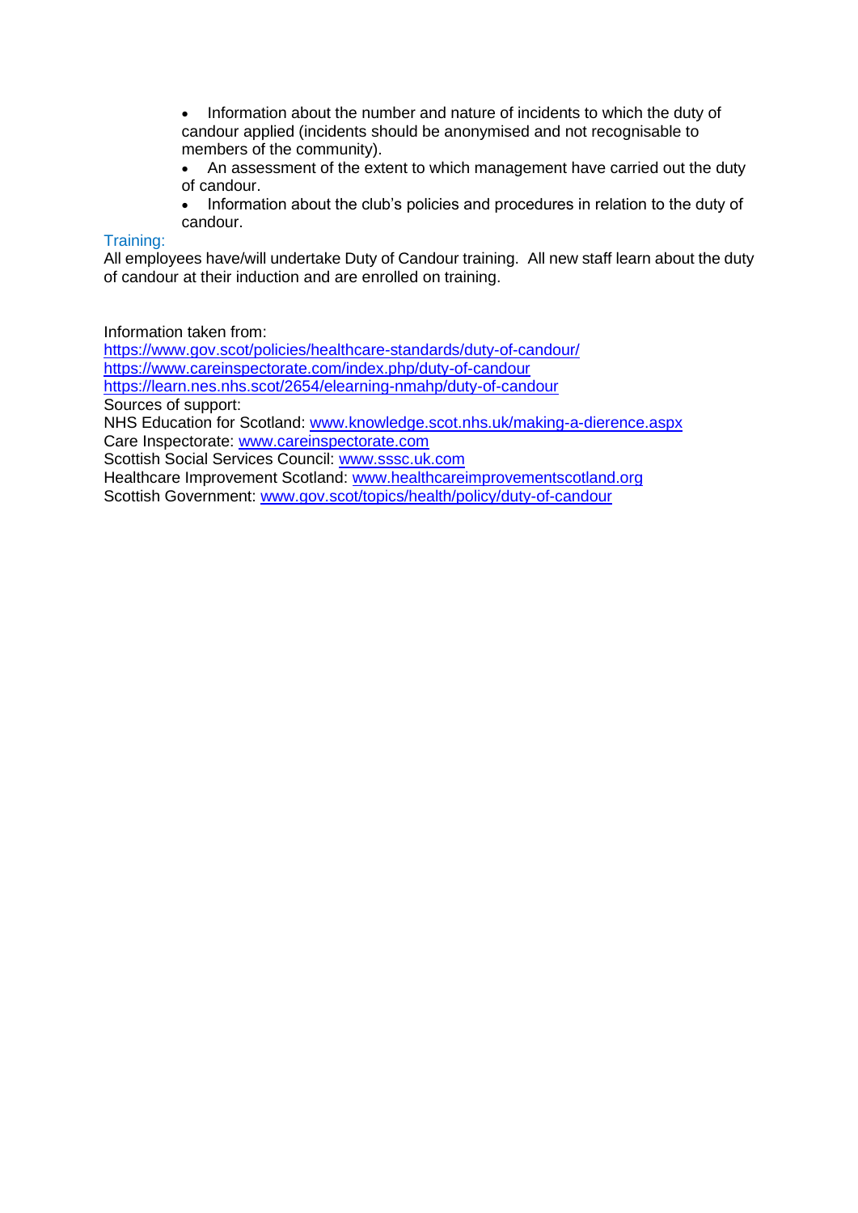- Information about the number and nature of incidents to which the duty of candour applied (incidents should be anonymised and not recognisable to members of the community).
- An assessment of the extent to which management have carried out the duty of candour.
- Information about the club's policies and procedures in relation to the duty of candour.

### Training:

All employees have/will undertake Duty of Candour training. All new staff learn about the duty of candour at their induction and are enrolled on training.

Information taken from:
https://www.gov.scot/policies/healthcare-standards/duty-of-candour/
https://www.careinspectorate.com/index.php/duty-of-candour
https://learn.nes.nhs.scot/2654/elearning-nmahp/duty-of-candour
Sources of support:
NHS Education for Scotland: www.knowledge.scot.nhs.uk/making-a-dierence.aspx
Care Inspectorate: www.careinspectorate.com
Scottish Social Services Council: www.sssc.uk.com
Healthcare Improvement Scotland: www.healthcareimprovementscotland.org
Scottish Government: www.gov.scot/topics/health/policy/duty-of-candour